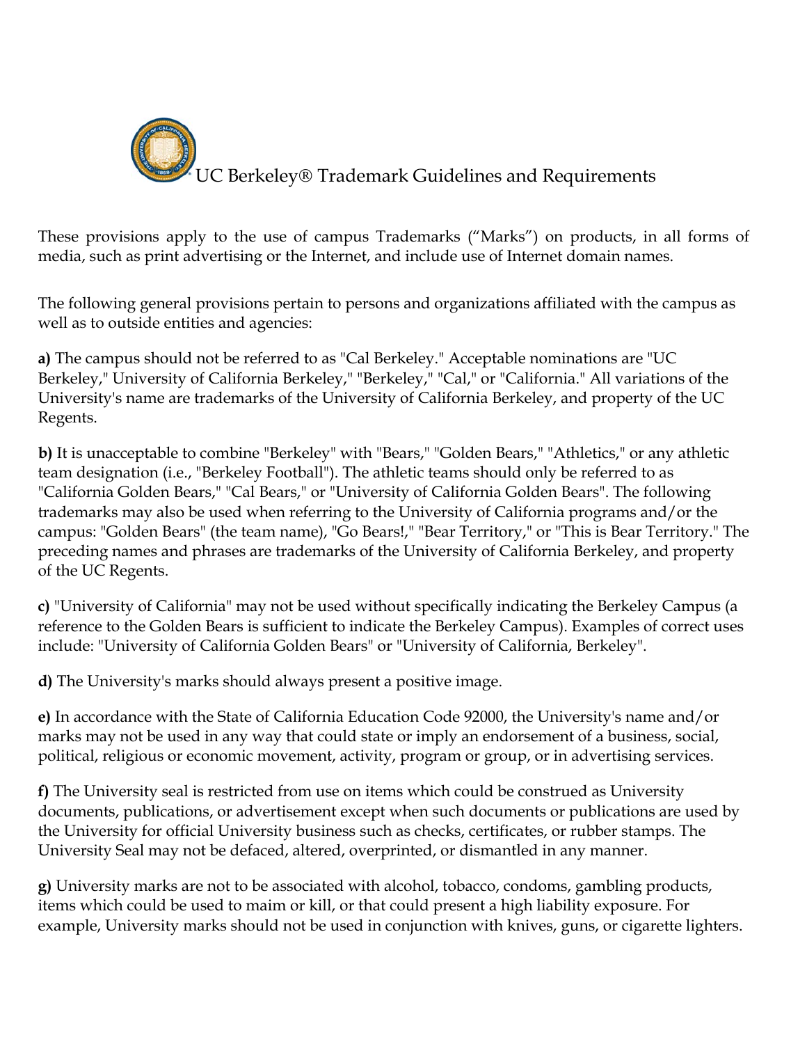# UC Berkeley® Trademark Guidelines and Requirements

These provisions apply to the use of campus Trademarks ("Marks") on products, in all forms of media, such as print advertising or the Internet, and include use of Internet domain names.

The following general provisions pertain to persons and organizations affiliated with the campus as well as to outside entities and agencies:

**a)** The campus should not be referred to as "Cal Berkeley." Acceptable nominations are "UC Berkeley," University of California Berkeley," "Berkeley," "Cal," or "California." All variations of the University's name are trademarks of the University of California Berkeley, and property of the UC Regents.

**b)** It is unacceptable to combine "Berkeley" with "Bears," "Golden Bears," "Athletics," or any athletic team designation (i.e., "Berkeley Football"). The athletic teams should only be referred to as "California Golden Bears," "Cal Bears," or "University of California Golden Bears". The following trademarks may also be used when referring to the University of California programs and/or the campus: "Golden Bears" (the team name), "Go Bears!," "Bear Territory," or "This is Bear Territory." The preceding names and phrases are trademarks of the University of California Berkeley, and property of the UC Regents.

**c)** "University of California" may not be used without specifically indicating the Berkeley Campus (a reference to the Golden Bears is sufficient to indicate the Berkeley Campus). Examples of correct uses include: "University of California Golden Bears" or "University of California, Berkeley".

**d)** The University's marks should always present a positive image.

**e)** In accordance with the State of California Education Code 92000, the University's name and/or marks may not be used in any way that could state or imply an endorsement of a business, social, political, religious or economic movement, activity, program or group, or in advertising services.

**f)** The University seal is restricted from use on items which could be construed as University documents, publications, or advertisement except when such documents or publications are used by the University for official University business such as checks, certificates, or rubber stamps. The University Seal may not be defaced, altered, overprinted, or dismantled in any manner.

**g)** University marks are not to be associated with alcohol, tobacco, condoms, gambling products, items which could be used to maim or kill, or that could present a high liability exposure. For example, University marks should not be used in conjunction with knives, guns, or cigarette lighters.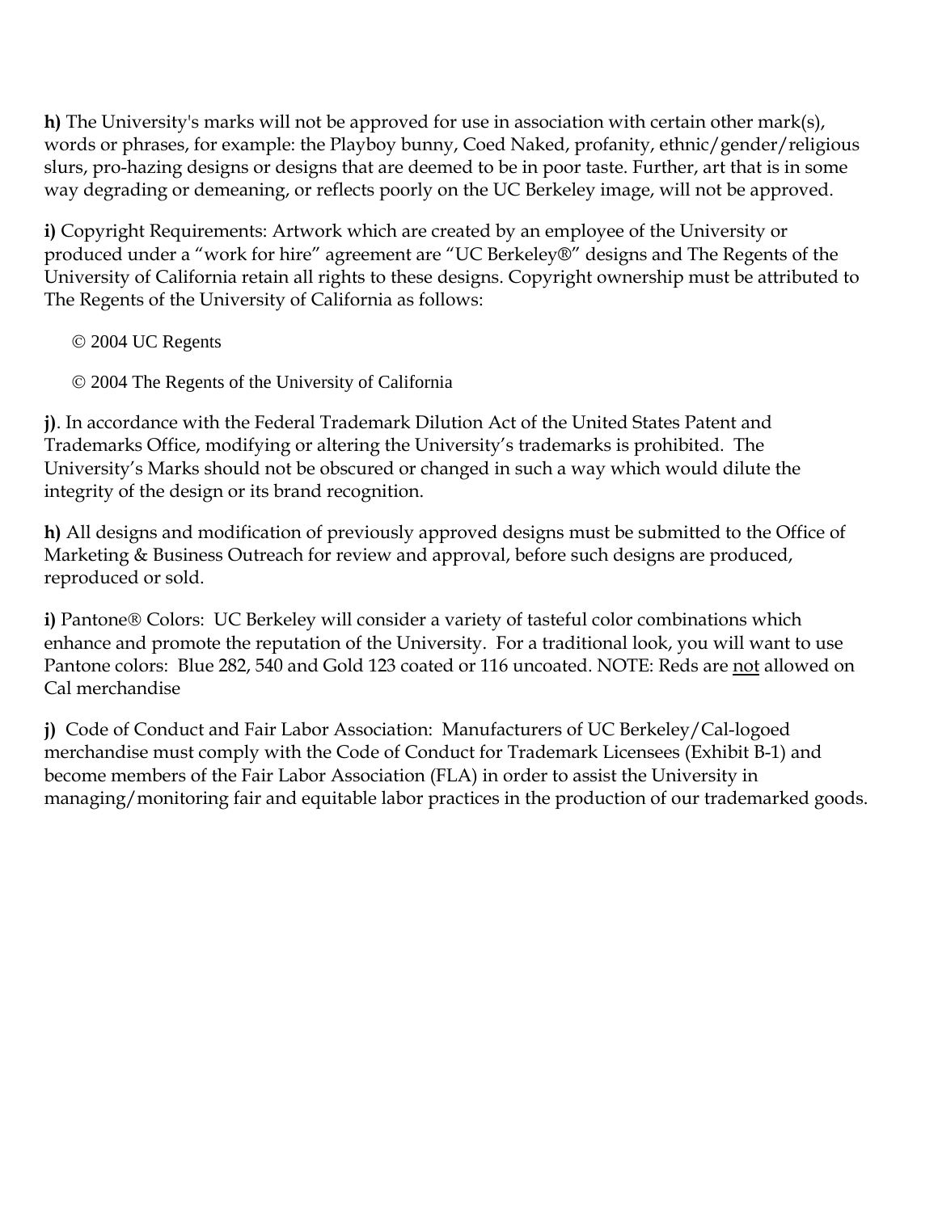**h)** The University's marks will not be approved for use in association with certain other mark(s), words or phrases, for example: the Playboy bunny, Coed Naked, profanity, ethnic/gender/religious slurs, pro-hazing designs or designs that are deemed to be in poor taste. Further, art that is in some way degrading or demeaning, or reflects poorly on the UC Berkeley image, will not be approved.

**i)** Copyright Requirements: Artwork which are created by an employee of the University or produced under a "work for hire" agreement are "UC Berkeley®" designs and The Regents of the University of California retain all rights to these designs. Copyright ownership must be attributed to The Regents of the University of California as follows:

© 2004 UC Regents

© 2004 The Regents of the University of California

**j)**. In accordance with the Federal Trademark Dilution Act of the United States Patent and Trademarks Office, modifying or altering the University's trademarks is prohibited. The University's Marks should not be obscured or changed in such a way which would dilute the integrity of the design or its brand recognition.

**h)** All designs and modification of previously approved designs must be submitted to the Office of Marketing & Business Outreach for review and approval, before such designs are produced, reproduced or sold.

**i)** Pantone® Colors: UC Berkeley will consider a variety of tasteful color combinations which enhance and promote the reputation of the University. For a traditional look, you will want to use Pantone colors: Blue 282, 540 and Gold 123 coated or 116 uncoated. NOTE: Reds are <u>not</u> allowed on Cal merchandise

**j)** Code of Conduct and Fair Labor Association: Manufacturers of UC Berkeley/Cal-logoed merchandise must comply with the Code of Conduct for Trademark Licensees (Exhibit B-1) and become members of the Fair Labor Association (FLA) in order to assist the University in managing/monitoring fair and equitable labor practices in the production of our trademarked goods.